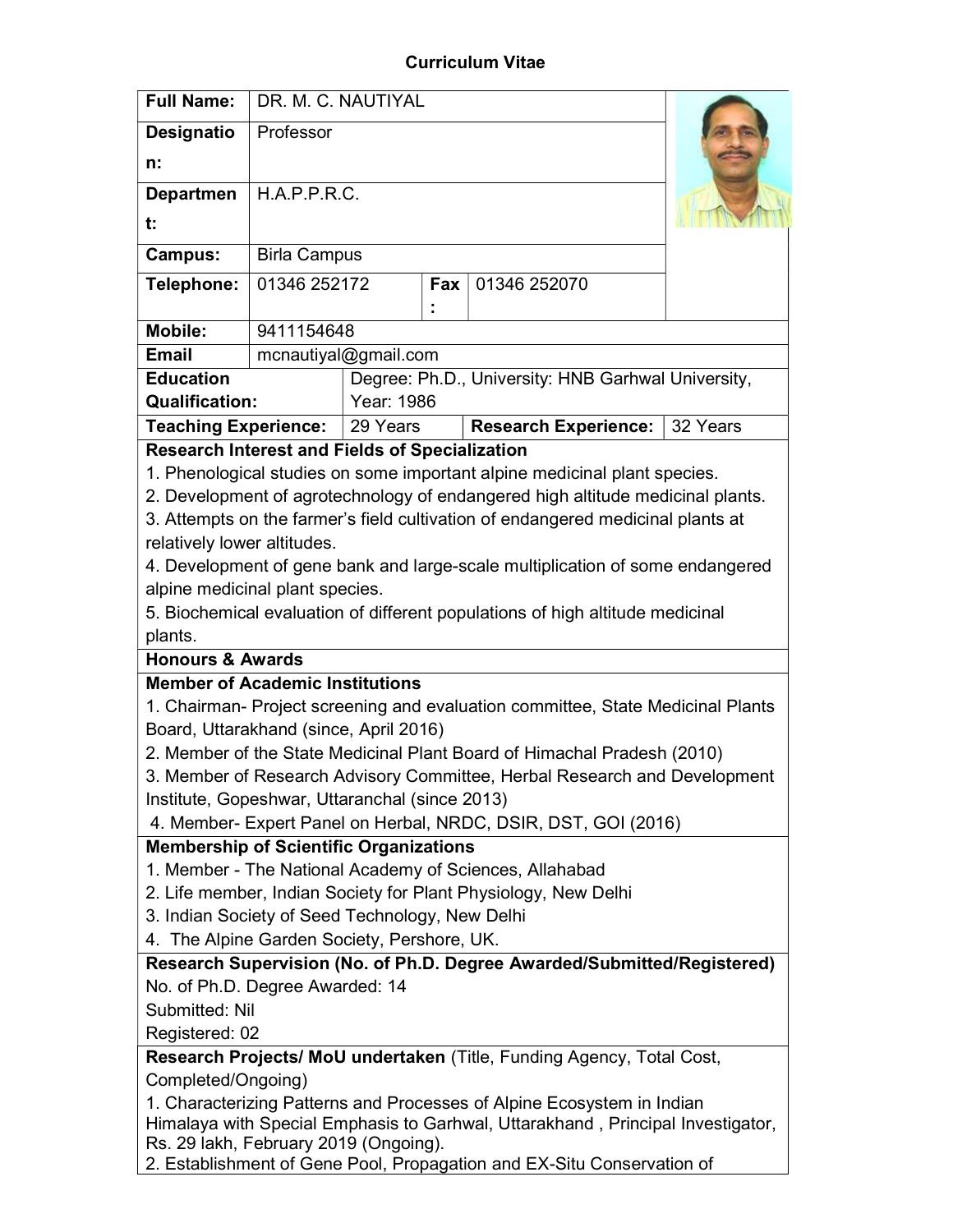# Curriculum Vitae

| | | | | |
|---|---|---|---|---|
| **Full Name:** | DR. M. C. NAUTIYAL | | | |
| **Designation:** | Professor | | | |
| **Department:** | H.A.P.P.R.C. | | | |
| **Campus:** | Birla Campus | | | |
| **Telephone:** | 01346 252172 | **Fax:** | 01346 252070 | |
| **Mobile:** | 9411154648 | | | |
| **Email** | mcnautiyal@gmail.com | | | |
| **Education Qualification:** | Degree: Ph.D., University: HNB Garhwal University, Year: 1986 | | | |
| **Teaching Experience:** | 29 Years | **Research Experience:** | 32 Years | |

**Research Interest and Fields of Specialization**

1. Phenological studies on some important alpine medicinal plant species.
2. Development of agrotechnology of endangered high altitude medicinal plants.
3. Attempts on the farmer's field cultivation of endangered medicinal plants at relatively lower altitudes.
4. Development of gene bank and large-scale multiplication of some endangered alpine medicinal plant species.
5. Biochemical evaluation of different populations of high altitude medicinal plants.

**Honours & Awards**

**Member of Academic Institutions**

1. Chairman- Project screening and evaluation committee, State Medicinal Plants Board, Uttarakhand (since, April 2016)
2. Member of the State Medicinal Plant Board of Himachal Pradesh (2010)
3. Member of Research Advisory Committee, Herbal Research and Development Institute, Gopeshwar, Uttaranchal (since 2013)
4. Member- Expert Panel on Herbal, NRDC, DSIR, DST, GOI (2016)

**Membership of Scientific Organizations**

1. Member - The National Academy of Sciences, Allahabad
2. Life member, Indian Society for Plant Physiology, New Delhi
3. Indian Society of Seed Technology, New Delhi
4. The Alpine Garden Society, Pershore, UK.

**Research Supervision (No. of Ph.D. Degree Awarded/Submitted/Registered)**

No. of Ph.D. Degree Awarded: 14

Submitted: Nil

Registered: 02

**Research Projects/ MoU undertaken** (Title, Funding Agency, Total Cost, Completed/Ongoing)

1. Characterizing Patterns and Processes of Alpine Ecosystem in Indian Himalaya with Special Emphasis to Garhwal, Uttarakhand , Principal Investigator, Rs. 29 lakh, February 2019 (Ongoing).
2. Establishment of Gene Pool, Propagation and EX-Situ Conservation of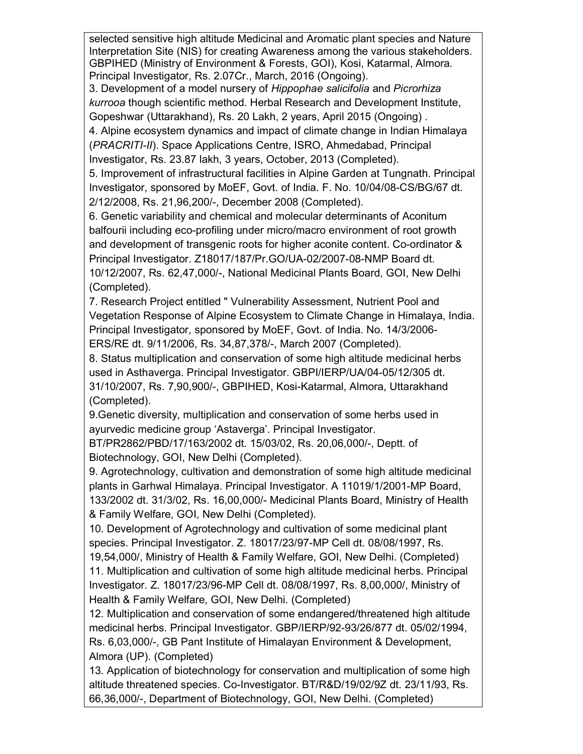selected sensitive high altitude Medicinal and Aromatic plant species and Nature Interpretation Site (NIS) for creating Awareness among the various stakeholders. GBPIHED (Ministry of Environment & Forests, GOI), Kosi, Katarmal, Almora. Principal Investigator, Rs. 2.07Cr., March, 2016 (Ongoing).

3. Development of a model nursery of *Hippophae salicifolia* and *Picrorhiza kurrooa* though scientific method. Herbal Research and Development Institute, Gopeshwar (Uttarakhand), Rs. 20 Lakh, 2 years, April 2015 (Ongoing) .

4. Alpine ecosystem dynamics and impact of climate change in Indian Himalaya (*PRACRITI-II*). Space Applications Centre, ISRO, Ahmedabad, Principal Investigator, Rs. 23.87 lakh, 3 years, October, 2013 (Completed).

5. Improvement of infrastructural facilities in Alpine Garden at Tungnath. Principal Investigator, sponsored by MoEF, Govt. of India. F. No. 10/04/08-CS/BG/67 dt. 2/12/2008, Rs. 21,96,200/-, December 2008 (Completed).

6. Genetic variability and chemical and molecular determinants of Aconitum balfourii including eco-profiling under micro/macro environment of root growth and development of transgenic roots for higher aconite content. Co-ordinator & Principal Investigator. Z18017/187/Pr.GO/UA-02/2007-08-NMP Board dt. 10/12/2007, Rs. 62,47,000/-, National Medicinal Plants Board, GOI, New Delhi (Completed).

7. Research Project entitled " Vulnerability Assessment, Nutrient Pool and Vegetation Response of Alpine Ecosystem to Climate Change in Himalaya, India. Principal Investigator, sponsored by MoEF, Govt. of India. No. 14/3/2006-ERS/RE dt. 9/11/2006, Rs. 34,87,378/-, March 2007 (Completed).

8. Status multiplication and conservation of some high altitude medicinal herbs used in Asthaverga. Principal Investigator. GBPI/IERP/UA/04-05/12/305 dt. 31/10/2007, Rs. 7,90,900/-, GBPIHED, Kosi-Katarmal, Almora, Uttarakhand (Completed).

9.Genetic diversity, multiplication and conservation of some herbs used in ayurvedic medicine group 'Astaverga'. Principal Investigator. BT/PR2862/PBD/17/163/2002 dt. 15/03/02, Rs. 20,06,000/-, Deptt. of Biotechnology, GOI, New Delhi (Completed).

9. Agrotechnology, cultivation and demonstration of some high altitude medicinal plants in Garhwal Himalaya. Principal Investigator. A 11019/1/2001-MP Board, 133/2002 dt. 31/3/02, Rs. 16,00,000/- Medicinal Plants Board, Ministry of Health & Family Welfare, GOI, New Delhi (Completed).

10. Development of Agrotechnology and cultivation of some medicinal plant species. Principal Investigator. Z. 18017/23/97-MP Cell dt. 08/08/1997, Rs. 19,54,000/, Ministry of Health & Family Welfare, GOI, New Delhi. (Completed)

11. Multiplication and cultivation of some high altitude medicinal herbs. Principal Investigator. Z. 18017/23/96-MP Cell dt. 08/08/1997, Rs. 8,00,000/, Ministry of Health & Family Welfare, GOI, New Delhi. (Completed)

12. Multiplication and conservation of some endangered/threatened high altitude medicinal herbs. Principal Investigator. GBP/IERP/92-93/26/877 dt. 05/02/1994, Rs. 6,03,000/-, GB Pant Institute of Himalayan Environment & Development, Almora (UP). (Completed)

13. Application of biotechnology for conservation and multiplication of some high altitude threatened species. Co-Investigator. BT/R&D/19/02/9Z dt. 23/11/93, Rs. 66,36,000/-, Department of Biotechnology, GOI, New Delhi. (Completed)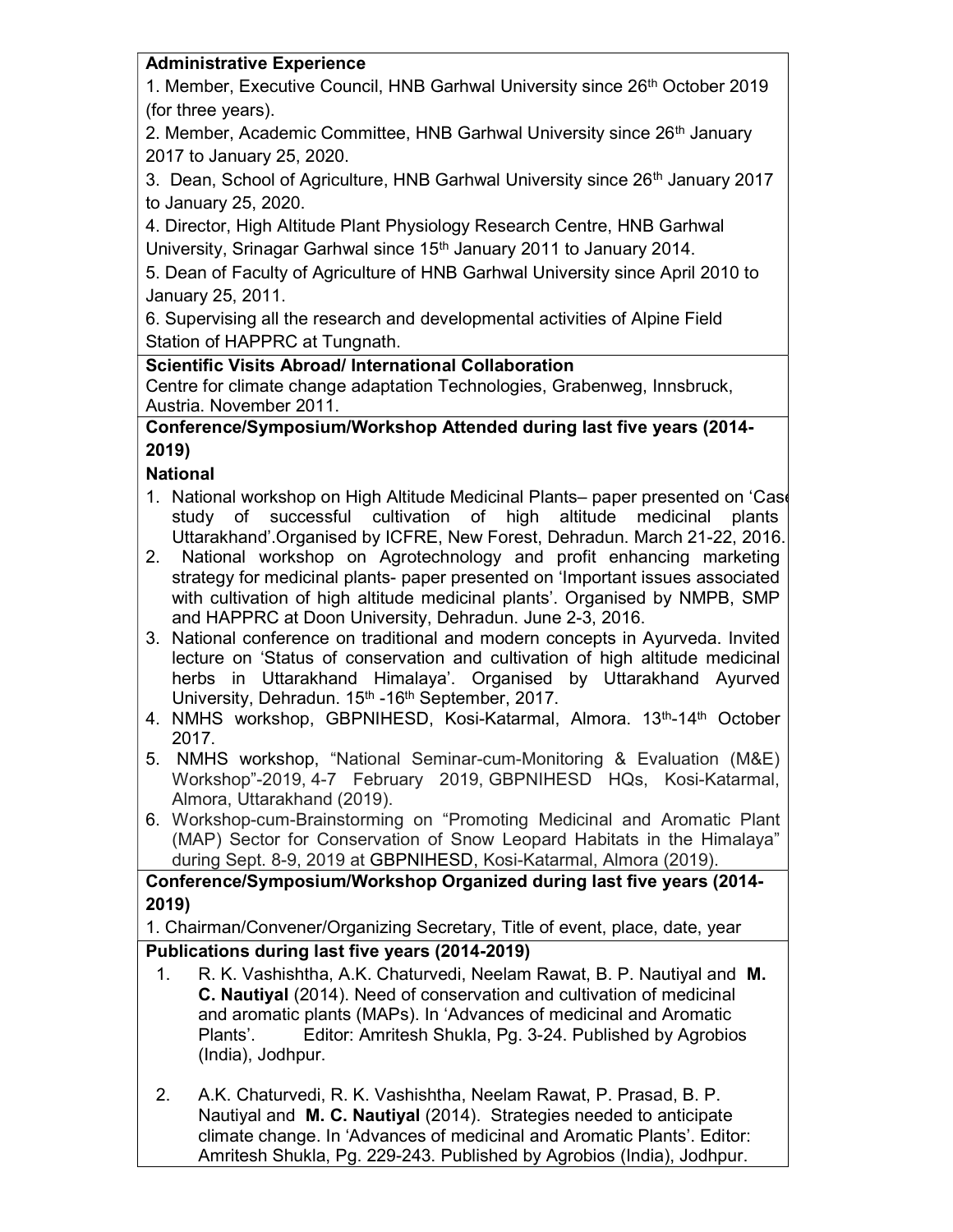**Administrative Experience**

1. Member, Executive Council, HNB Garhwal University since 26th October 2019 (for three years).
2. Member, Academic Committee, HNB Garhwal University since 26th January 2017 to January 25, 2020.
3. Dean, School of Agriculture, HNB Garhwal University since 26th January 2017 to January 25, 2020.
4. Director, High Altitude Plant Physiology Research Centre, HNB Garhwal University, Srinagar Garhwal since 15th January 2011 to January 2014.
5. Dean of Faculty of Agriculture of HNB Garhwal University since April 2010 to January 25, 2011.
6. Supervising all the research and developmental activities of Alpine Field Station of HAPPRC at Tungnath.

**Scientific Visits Abroad/ International Collaboration**

Centre for climate change adaptation Technologies, Grabenweg, Innsbruck, Austria. November 2011.

**Conference/Symposium/Workshop Attended during last five years (2014-2019)**

**National**

1. National workshop on High Altitude Medicinal Plants– paper presented on 'Case study of successful cultivation of high altitude medicinal plants Uttarakhand'.Organised by ICFRE, New Forest, Dehradun. March 21-22, 2016.
2. National workshop on Agrotechnology and profit enhancing marketing strategy for medicinal plants- paper presented on 'Important issues associated with cultivation of high altitude medicinal plants'. Organised by NMPB, SMP and HAPPRC at Doon University, Dehradun. June 2-3, 2016.
3. National conference on traditional and modern concepts in Ayurveda. Invited lecture on 'Status of conservation and cultivation of high altitude medicinal herbs in Uttarakhand Himalaya'. Organised by Uttarakhand Ayurved University, Dehradun. 15th -16th September, 2017.
4. NMHS workshop, GBPNIHESD, Kosi-Katarmal, Almora. 13th-14th October 2017.
5. NMHS workshop, "National Seminar-cum-Monitoring & Evaluation (M&E) Workshop"-2019, 4-7 February 2019, GBPNIHESD HQs, Kosi-Katarmal, Almora, Uttarakhand (2019).
6. Workshop-cum-Brainstorming on "Promoting Medicinal and Aromatic Plant (MAP) Sector for Conservation of Snow Leopard Habitats in the Himalaya" during Sept. 8-9, 2019 at GBPNIHESD, Kosi-Katarmal, Almora (2019).

**Conference/Symposium/Workshop Organized during last five years (2014-2019)**

1. Chairman/Convener/Organizing Secretary, Title of event, place, date, year

**Publications during last five years (2014-2019)**

1. R. K. Vashishtha, A.K. Chaturvedi, Neelam Rawat, B. P. Nautiyal and **M. C. Nautiyal** (2014). Need of conservation and cultivation of medicinal and aromatic plants (MAPs). In 'Advances of medicinal and Aromatic Plants'. Editor: Amritesh Shukla, Pg. 3-24. Published by Agrobios (India), Jodhpur.

2. A.K. Chaturvedi, R. K. Vashishtha, Neelam Rawat, P. Prasad, B. P. Nautiyal and **M. C. Nautiyal** (2014). Strategies needed to anticipate climate change. In 'Advances of medicinal and Aromatic Plants'. Editor: Amritesh Shukla, Pg. 229-243. Published by Agrobios (India), Jodhpur.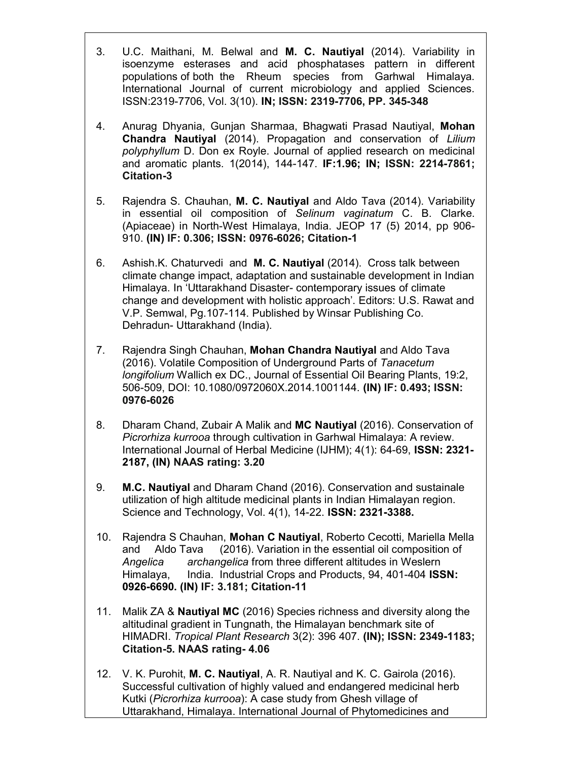3. U.C. Maithani, M. Belwal and **M. C. Nautiyal** (2014). Variability in isoenzyme esterases and acid phosphatases pattern in different populations of both the Rheum species from Garhwal Himalaya. International Journal of current microbiology and applied Sciences. ISSN:2319-7706, Vol. 3(10). **IN; ISSN: 2319-7706, PP. 345-348**

4. Anurag Dhyania, Gunjan Sharmaa, Bhagwati Prasad Nautiyal, **Mohan Chandra Nautiyal** (2014). Propagation and conservation of *Lilium polyphyllum* D. Don ex Royle. Journal of applied research on medicinal and aromatic plants. 1(2014), 144-147. **IF:1.96; IN; ISSN: 2214-7861; Citation-3**

5. Rajendra S. Chauhan, **M. C. Nautiyal** and Aldo Tava (2014). Variability in essential oil composition of *Selinum vaginatum* C. B. Clarke. (Apiaceae) in North-West Himalaya, India. JEOP 17 (5) 2014, pp 906-910. **(IN) IF: 0.306; ISSN: 0976-6026; Citation-1**

6. Ashish.K. Chaturvedi and **M. C. Nautiyal** (2014). Cross talk between climate change impact, adaptation and sustainable development in Indian Himalaya. In 'Uttarakhand Disaster- contemporary issues of climate change and development with holistic approach'. Editors: U.S. Rawat and V.P. Semwal, Pg.107-114. Published by Winsar Publishing Co. Dehradun- Uttarakhand (India).

7. Rajendra Singh Chauhan, **Mohan Chandra Nautiyal** and Aldo Tava (2016). Volatile Composition of Underground Parts of *Tanacetum longifolium* Wallich ex DC., Journal of Essential Oil Bearing Plants, 19:2, 506-509, DOI: 10.1080/0972060X.2014.1001144. **(IN) IF: 0.493; ISSN: 0976-6026**

8. Dharam Chand, Zubair A Malik and **MC Nautiyal** (2016). Conservation of *Picrorhiza kurrooa* through cultivation in Garhwal Himalaya: A review. International Journal of Herbal Medicine (IJHM); 4(1): 64-69, **ISSN: 2321-2187, (IN) NAAS rating: 3.20**

9. **M.C. Nautiyal** and Dharam Chand (2016). Conservation and sustainale utilization of high altitude medicinal plants in Indian Himalayan region. Science and Technology, Vol. 4(1), 14-22. **ISSN: 2321-3388.**

10. Rajendra S Chauhan, **Mohan C Nautiyal**, Roberto Cecotti, Mariella Mella and Aldo Tava (2016). Variation in the essential oil composition of *Angelica archangelica* from three different altitudes in Weslern Himalaya, India. Industrial Crops and Products, 94, 401-404 **ISSN: 0926-6690. (IN) IF: 3.181; Citation-11**

11. Malik ZA & **Nautiyal MC** (2016) Species richness and diversity along the altitudinal gradient in Tungnath, the Himalayan benchmark site of HIMADRI. *Tropical Plant Research* 3(2): 396 407. **(IN); ISSN: 2349-1183; Citation-5. NAAS rating- 4.06**

12. V. K. Purohit, **M. C. Nautiyal**, A. R. Nautiyal and K. C. Gairola (2016). Successful cultivation of highly valued and endangered medicinal herb Kutki (*Picrorhiza kurrooa*): A case study from Ghesh village of Uttarakhand, Himalaya. International Journal of Phytomedicines and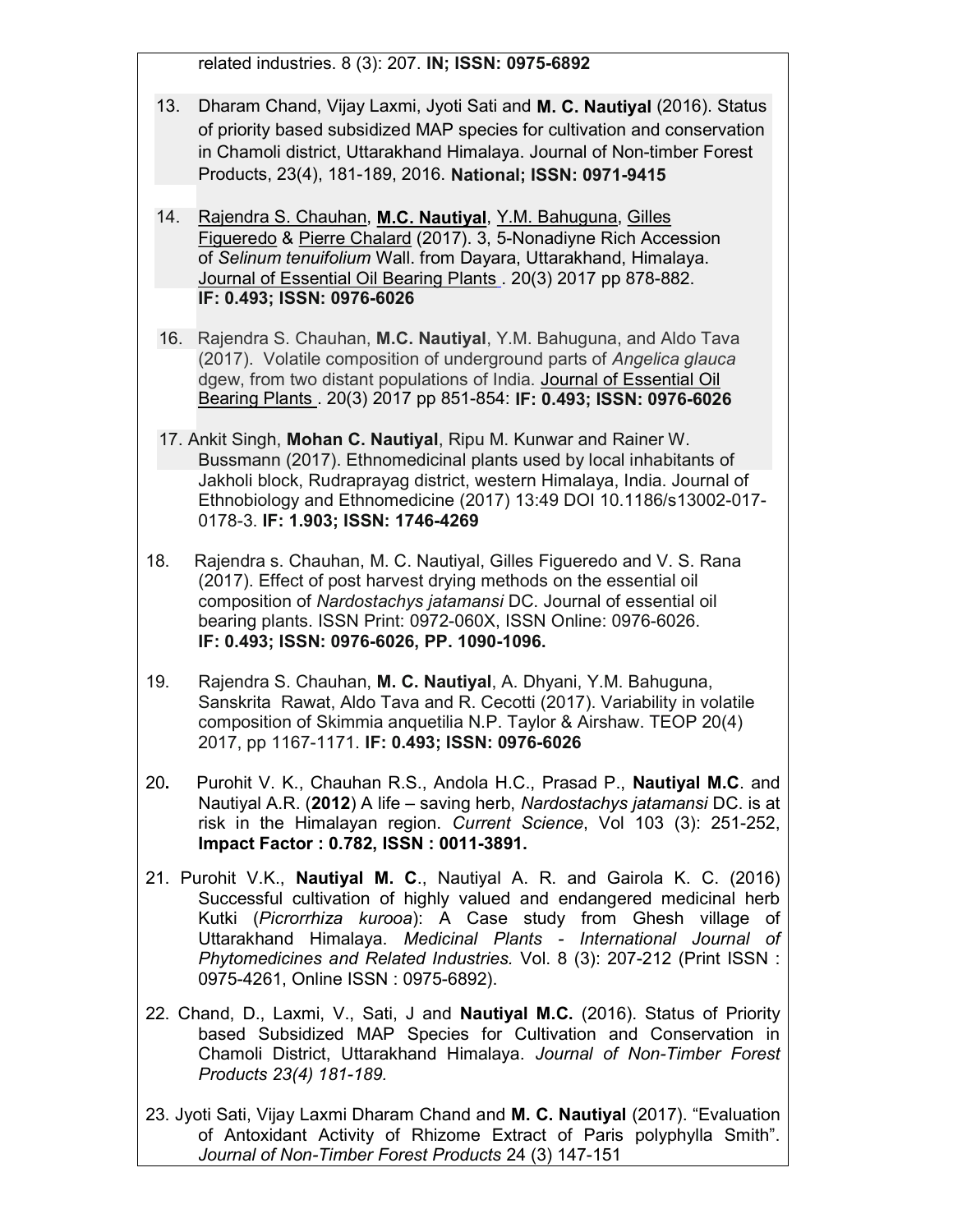related industries. 8 (3): 207. **IN; ISSN: 0975-6892**

13. Dharam Chand, Vijay Laxmi, Jyoti Sati and **M. C. Nautiyal** (2016). Status of priority based subsidized MAP species for cultivation and conservation in Chamoli district, Uttarakhand Himalaya. Journal of Non-timber Forest Products, 23(4), 181-189, 2016. **National; ISSN: 0971-9415**

14. Rajendra S. Chauhan, **M.C. Nautiyal**, Y.M. Bahuguna, Gilles Figueredo & Pierre Chalard (2017). 3, 5-Nonadiyne Rich Accession of *Selinum tenuifolium* Wall. from Dayara, Uttarakhand, Himalaya. Journal of Essential Oil Bearing Plants . 20(3) 2017 pp 878-882. **IF: 0.493; ISSN: 0976-6026**

16. Rajendra S. Chauhan, **M.C. Nautiyal**, Y.M. Bahuguna, and Aldo Tava (2017). Volatile composition of underground parts of *Angelica glauca* dgew, from two distant populations of India. Journal of Essential Oil Bearing Plants . 20(3) 2017 pp 851-854: **IF: 0.493; ISSN: 0976-6026**

17. Ankit Singh, **Mohan C. Nautiyal**, Ripu M. Kunwar and Rainer W. Bussmann (2017). Ethnomedicinal plants used by local inhabitants of Jakholi block, Rudraprayag district, western Himalaya, India. Journal of Ethnobiology and Ethnomedicine (2017) 13:49 DOI 10.1186/s13002-017-0178-3. **IF: 1.903; ISSN: 1746-4269**

18. Rajendra s. Chauhan, M. C. Nautiyal, Gilles Figueredo and V. S. Rana (2017). Effect of post harvest drying methods on the essential oil composition of *Nardostachys jatamansi* DC. Journal of essential oil bearing plants. ISSN Print: 0972-060X, ISSN Online: 0976-6026. **IF: 0.493; ISSN: 0976-6026, PP. 1090-1096.**

19. Rajendra S. Chauhan, **M. C. Nautiyal**, A. Dhyani, Y.M. Bahuguna, Sanskrita Rawat, Aldo Tava and R. Cecotti (2017). Variability in volatile composition of Skimmia anquetilia N.P. Taylor & Airshaw. TEOP 20(4) 2017, pp 1167-1171. **IF: 0.493; ISSN: 0976-6026**

**20.** Purohit V. K., Chauhan R.S., Andola H.C., Prasad P., **Nautiyal M.C**. and Nautiyal A.R. (**2012**) A life – saving herb, *Nardostachys jatamansi* DC. is at risk in the Himalayan region. *Current Science*, Vol 103 (3): 251-252, **Impact Factor : 0.782, ISSN : 0011-3891.**

21. Purohit V.K., **Nautiyal M. C**., Nautiyal A. R. and Gairola K. C. (2016) Successful cultivation of highly valued and endangered medicinal herb Kutki (*Picrorrhiza kurooa*): A Case study from Ghesh village of Uttarakhand Himalaya. *Medicinal Plants - International Journal of Phytomedicines and Related Industries.* Vol. 8 (3): 207-212 (Print ISSN : 0975-4261, Online ISSN : 0975-6892).

22. Chand, D., Laxmi, V., Sati, J and **Nautiyal M.C.** (2016). Status of Priority based Subsidized MAP Species for Cultivation and Conservation in Chamoli District, Uttarakhand Himalaya. *Journal of Non-Timber Forest Products 23(4) 181-189.*

23. Jyoti Sati, Vijay Laxmi Dharam Chand and **M. C. Nautiyal** (2017). "Evaluation of Antoxidant Activity of Rhizome Extract of Paris polyphylla Smith". *Journal of Non-Timber Forest Products* 24 (3) 147-151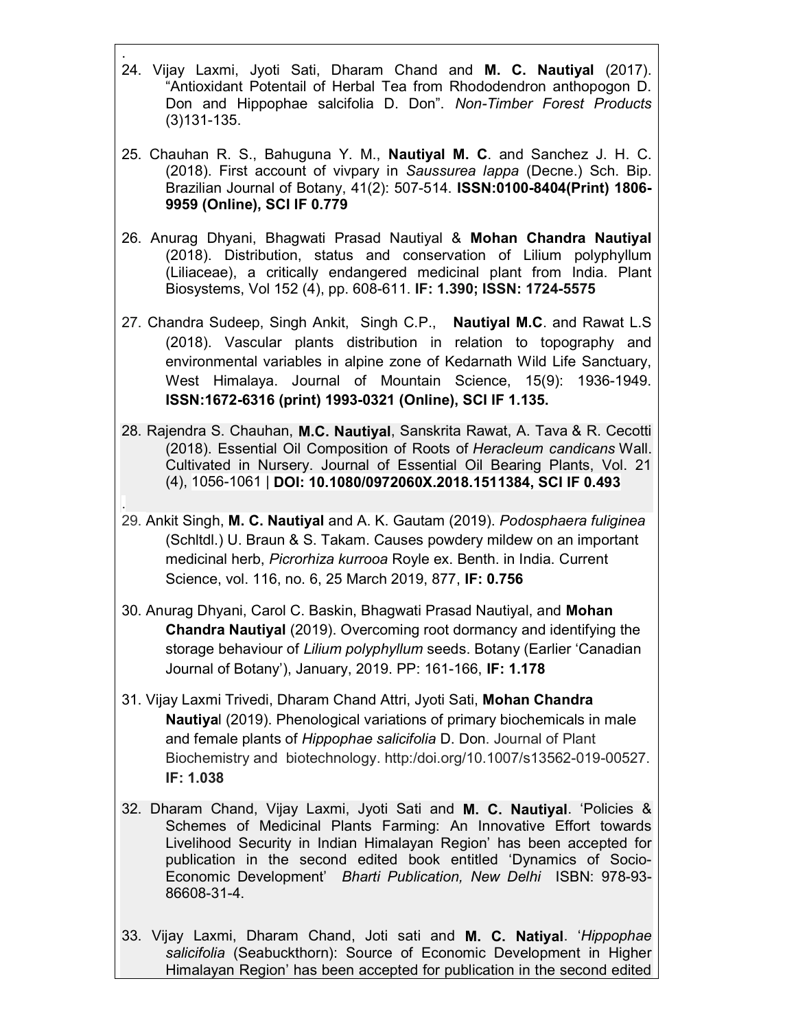.

24. Vijay Laxmi, Jyoti Sati, Dharam Chand and **M. C. Nautiyal** (2017). "Antioxidant Potentail of Herbal Tea from Rhododendron anthopogon D. Don and Hippophae salcifolia D. Don". *Non-Timber Forest Products* (3)131-135.

25. Chauhan R. S., Bahuguna Y. M., **Nautiyal M. C**. and Sanchez J. H. C. (2018). First account of vivpary in *Saussurea lappa* (Decne.) Sch. Bip. Brazilian Journal of Botany, 41(2): 507-514. **ISSN:0100-8404(Print) 1806-9959 (Online), SCI IF 0.779**

26. Anurag Dhyani, Bhagwati Prasad Nautiyal & **Mohan Chandra Nautiyal** (2018). Distribution, status and conservation of Lilium polyphyllum (Liliaceae), a critically endangered medicinal plant from India. Plant Biosystems, Vol 152 (4), pp. 608-611. **IF: 1.390; ISSN: 1724-5575**

27. Chandra Sudeep, Singh Ankit, Singh C.P., **Nautiyal M.C**. and Rawat L.S (2018). Vascular plants distribution in relation to topography and environmental variables in alpine zone of Kedarnath Wild Life Sanctuary, West Himalaya. Journal of Mountain Science, 15(9): 1936-1949. **ISSN:1672-6316 (print) 1993-0321 (Online), SCI IF 1.135.**

28. Rajendra S. Chauhan, **M.C. Nautiyal**, Sanskrita Rawat, A. Tava & R. Cecotti (2018). Essential Oil Composition of Roots of *Heracleum candicans* Wall. Cultivated in Nursery. Journal of Essential Oil Bearing Plants, Vol. 21 (4), 1056-1061 | **DOI: 10.1080/0972060X.2018.1511384, SCI IF 0.493**

.

29. Ankit Singh, **M. C. Nautiyal** and A. K. Gautam (2019). *Podosphaera fuliginea* (Schltdl.) U. Braun & S. Takam. Causes powdery mildew on an important medicinal herb, *Picrorhiza kurrooa* Royle ex. Benth. in India. Current Science, vol. 116, no. 6, 25 March 2019, 877, **IF: 0.756**

30. Anurag Dhyani, Carol C. Baskin, Bhagwati Prasad Nautiyal, and **Mohan Chandra Nautiyal** (2019). Overcoming root dormancy and identifying the storage behaviour of *Lilium polyphyllum* seeds. Botany (Earlier 'Canadian Journal of Botany'), January, 2019. PP: 161-166, **IF: 1.178**

31. Vijay Laxmi Trivedi, Dharam Chand Attri, Jyoti Sati, **Mohan Chandra Nautiya**l (2019). Phenological variations of primary biochemicals in male and female plants of *Hippophae salicifolia* D. Don. Journal of Plant Biochemistry and biotechnology. http:/doi.org/10.1007/s13562-019-00527. **IF: 1.038**

32. Dharam Chand, Vijay Laxmi, Jyoti Sati and **M. C. Nautiyal**. 'Policies & Schemes of Medicinal Plants Farming: An Innovative Effort towards Livelihood Security in Indian Himalayan Region' has been accepted for publication in the second edited book entitled 'Dynamics of Socio-Economic Development' *Bharti Publication, New Delhi* ISBN: 978-93-86608-31-4.

33. Vijay Laxmi, Dharam Chand, Joti sati and **M. C. Natiyal**. '*Hippophae salicifolia* (Seabuckthorn): Source of Economic Development in Higher Himalayan Region' has been accepted for publication in the second edited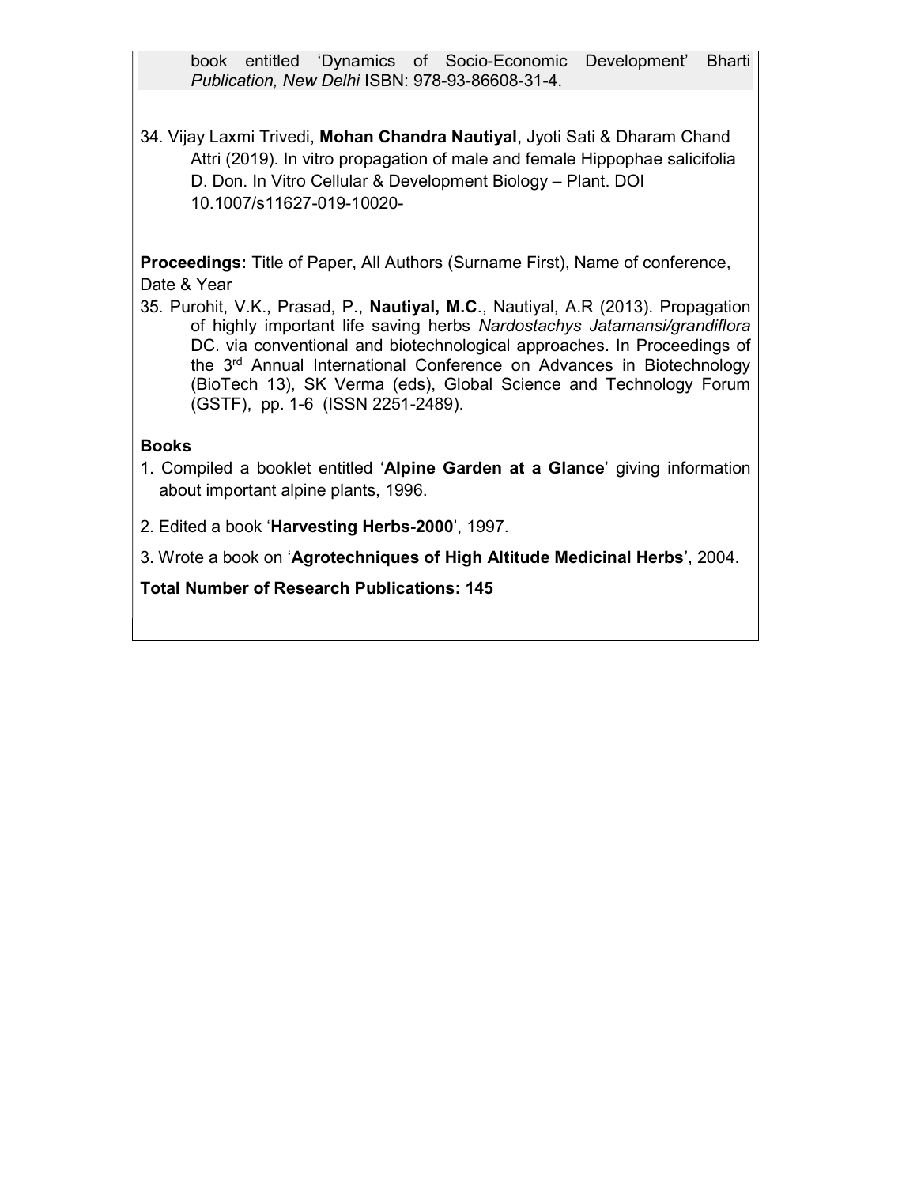book entitled 'Dynamics of Socio-Economic Development' Bharti *Publication, New Delhi* ISBN: 978-93-86608-31-4.

34. Vijay Laxmi Trivedi, **Mohan Chandra Nautiyal**, Jyoti Sati & Dharam Chand Attri (2019). In vitro propagation of male and female Hippophae salicifolia D. Don. In Vitro Cellular & Development Biology – Plant. DOI 10.1007/s11627-019-10020-

**Proceedings:** Title of Paper, All Authors (Surname First), Name of conference, Date & Year

35. Purohit, V.K., Prasad, P., **Nautiyal, M.C**., Nautiyal, A.R (2013). Propagation of highly important life saving herbs *Nardostachys Jatamansi/grandiflora* DC. via conventional and biotechnological approaches. In Proceedings of the 3rd Annual International Conference on Advances in Biotechnology (BioTech 13), SK Verma (eds), Global Science and Technology Forum (GSTF), pp. 1-6 (ISSN 2251-2489).

**Books**

1. Compiled a booklet entitled '**Alpine Garden at a Glance**' giving information about important alpine plants, 1996.
2. Edited a book '**Harvesting Herbs-2000**', 1997.
3. Wrote a book on '**Agrotechniques of High Altitude Medicinal Herbs**', 2004.

**Total Number of Research Publications: 145**